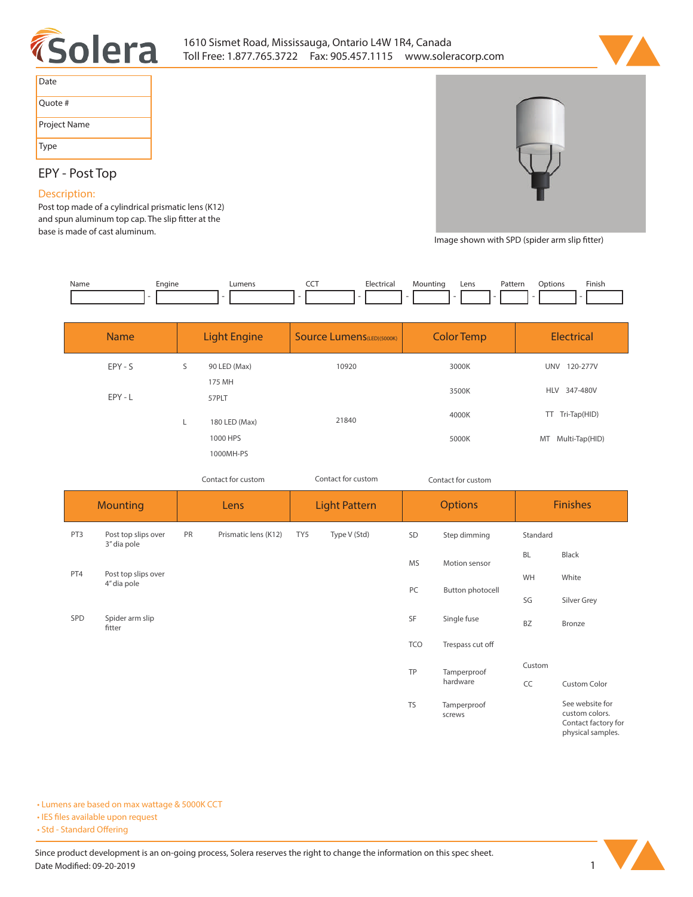Solera

1610 Sismet Road, Mississauga, Ontario L4W 1R4, Canada
Toll Free: 1.877.765.3722 Fax: 905.457.1115 www.soleracorp.com

| |
|---|
| Date |
| Quote # |
| Project Name |
| Type |

## EPY - Post Top

### Description:

Post top made of a cylindrical prismatic lens (K12) and spun aluminum top cap. The slip fitter at the base is made of cast aluminum.

Image shown with SPD (spider arm slip fitter)

| Name | Engine | Lumens | CCT | Electrical | Mounting | Lens | Pattern | Options | Finish |
|---|---|---|---|---|---|---|---|---|---|
| | - | - | - | - | - | - | - | - | - |

| Name | Light Engine | | Source Lumens (LED)(5000K) | Color Temp | Electrical |
|---|---|---|---|---|---|
| EPY - S | S | 90 LED (Max) | 10920 | 3000K | UNV 120-277V |
| | | 175 MH | | 3500K | HLV 347-480V |
| EPY - L | | 57PLT | | | |
| | L | 180 LED (Max) | 21840 | 4000K | TT Tri-Tap(HID) |
| | | 1000 HPS | | 5000K | MT Multi-Tap(HID) |
| | | 1000MH-PS | | | |
| | | Contact for custom | Contact for custom | Contact for custom | |

| Mounting | | Lens | | Light Pattern | | Options | | Finishes | |
|---|---|---|---|---|---|---|---|---|---|
| PT3 | Post top slips over 3" dia pole | PR | Prismatic lens (K12) | TY5 | Type V (Std) | SD | Step dimming | Standard | |
| | | | | | | MS | Motion sensor | BL | Black |
| PT4 | Post top slips over 4" dia pole | | | | | PC | Button photocell | WH | White |
| | | | | | | | | SG | Silver Grey |
| SPD | Spider arm slip fitter | | | | | SF | Single fuse | BZ | Bronze |
| | | | | | | TCO | Trespass cut off | Custom | |
| | | | | | | TP | Tamperproof hardware | CC | Custom Color |
| | | | | | | TS | Tamperproof screws | | See website for custom colors. Contact factory for physical samples. |

- Lumens are based on max wattage & 5000K CCT
- IES files available upon request
- Std - Standard Offering

Since product development is an on-going process, Solera reserves the right to change the information on this spec sheet.
Date Modified: 09-20-2019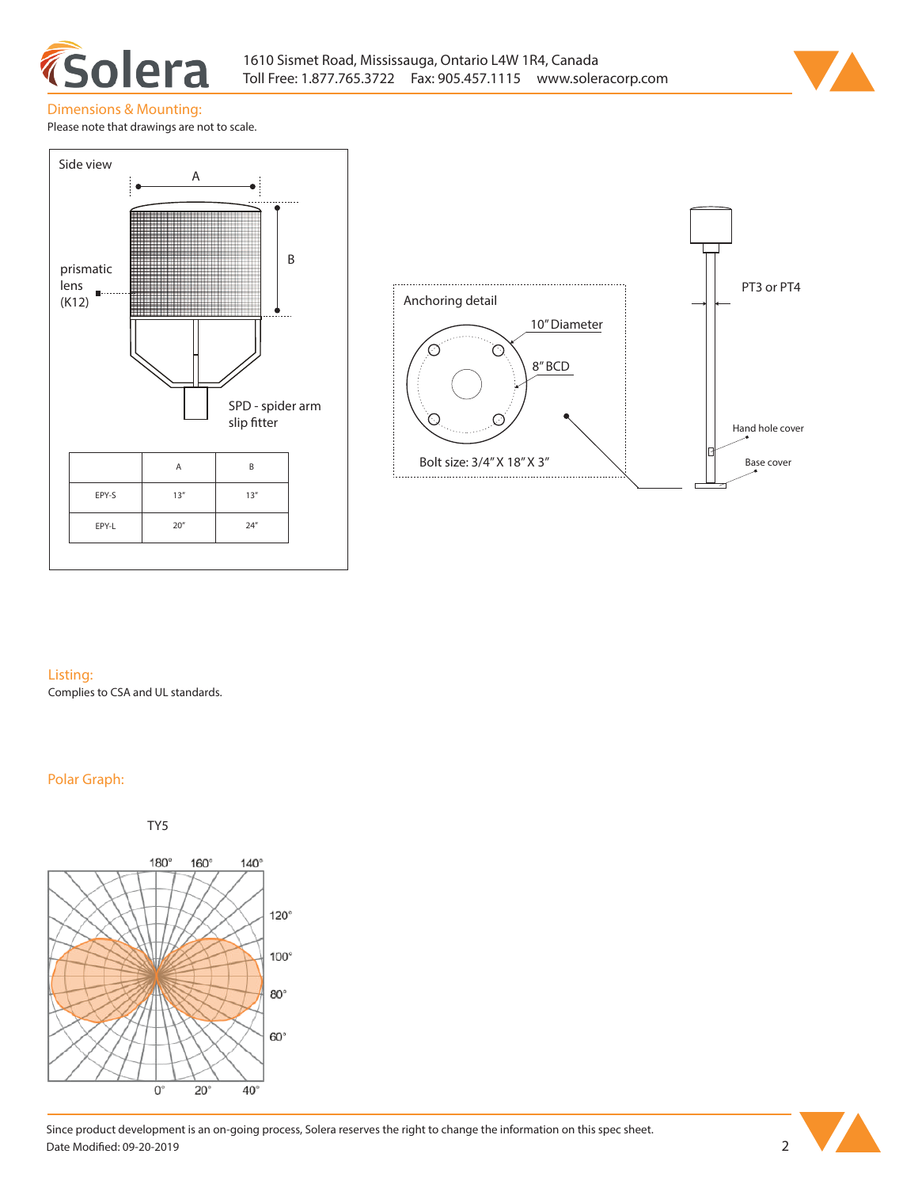## Dimensions & Mounting:

Please note that drawings are not to scale.

Side view

A

B

prismatic lens (K12)

SPD - spider arm slip fitter

| | A | B |
|---|---|---|
| EPY-S | 13" | 13" |
| EPY-L | 20" | 24" |

Anchoring detail

10" Diameter

8" BCD

Bolt size: 3/4" X 18" X 3"

PT3 or PT4

Hand hole cover

Base cover

## Listing:

Complies to CSA and UL standards.

## Polar Graph:

TY5

180° 160° 140°

120°

100°

80°

60°

0° 20° 40°

Since product development is an on-going process, Solera reserves the right to change the information on this spec sheet.
Date Modified: 09-20-2019